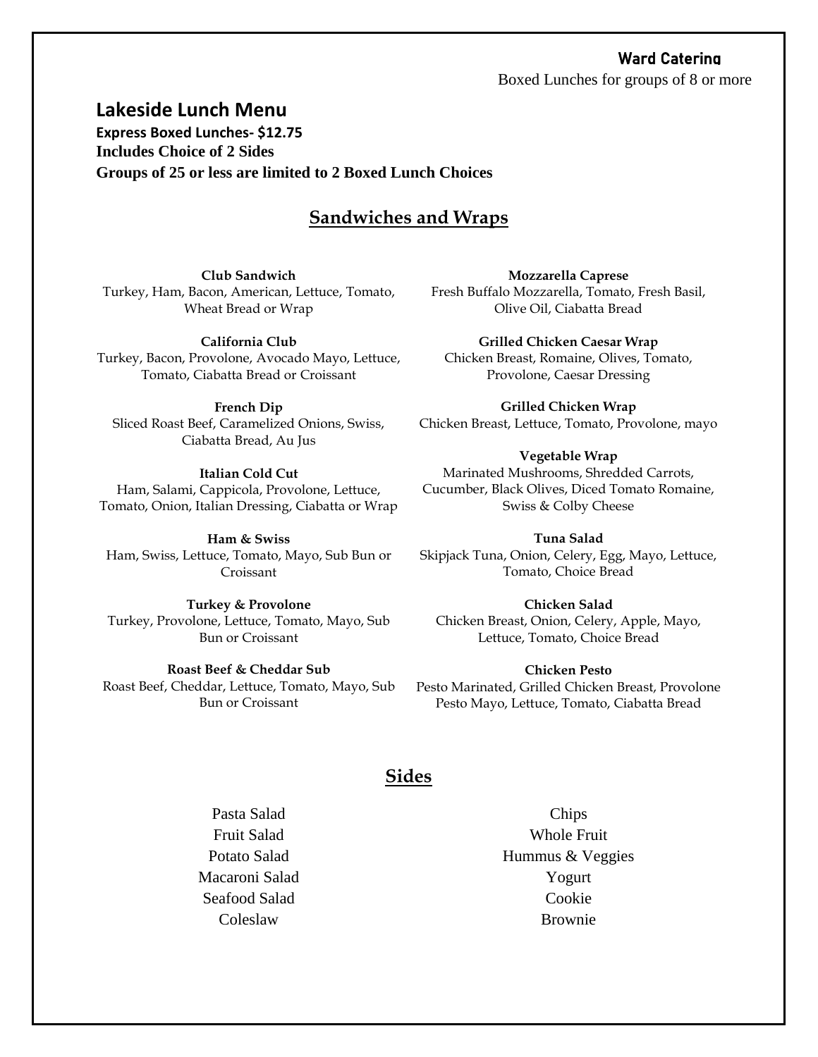**Ward Catering**

Boxed Lunches for groups of 8 or more

## Lakeside Lunch Menu

**Express Boxed Lunches- $12.75**

**Includes Choice of 2 Sides**

**Groups of 25 or less are limited to 2 Boxed Lunch Choices**

## Sandwiches and Wraps

**Club Sandwich**
Turkey, Ham, Bacon, American, Lettuce, Tomato, Wheat Bread or Wrap

**California Club**
Turkey, Bacon, Provolone, Avocado Mayo, Lettuce, Tomato, Ciabatta Bread or Croissant

**French Dip**
Sliced Roast Beef, Caramelized Onions, Swiss, Ciabatta Bread, Au Jus

**Italian Cold Cut**
Ham, Salami, Cappicola, Provolone, Lettuce, Tomato, Onion, Italian Dressing, Ciabatta or Wrap

**Ham & Swiss**
Ham, Swiss, Lettuce, Tomato, Mayo, Sub Bun or Croissant

**Turkey & Provolone**
Turkey, Provolone, Lettuce, Tomato, Mayo, Sub Bun or Croissant

**Roast Beef & Cheddar Sub**
Roast Beef, Cheddar, Lettuce, Tomato, Mayo, Sub Bun or Croissant

**Mozzarella Caprese**
Fresh Buffalo Mozzarella, Tomato, Fresh Basil, Olive Oil, Ciabatta Bread

**Grilled Chicken Caesar Wrap**
Chicken Breast, Romaine, Olives, Tomato, Provolone, Caesar Dressing

**Grilled Chicken Wrap**
Chicken Breast, Lettuce, Tomato, Provolone, mayo

**Vegetable Wrap**
Marinated Mushrooms, Shredded Carrots, Cucumber, Black Olives, Diced Tomato Romaine, Swiss & Colby Cheese

**Tuna Salad**
Skipjack Tuna, Onion, Celery, Egg, Mayo, Lettuce, Tomato, Choice Bread

**Chicken Salad**
Chicken Breast, Onion, Celery, Apple, Mayo, Lettuce, Tomato, Choice Bread

**Chicken Pesto**
Pesto Marinated, Grilled Chicken Breast, Provolone Pesto Mayo, Lettuce, Tomato, Ciabatta Bread

## Sides

Pasta Salad
Fruit Salad
Potato Salad
Macaroni Salad
Seafood Salad
Coleslaw
Chips
Whole Fruit
Hummus & Veggies
Yogurt
Cookie
Brownie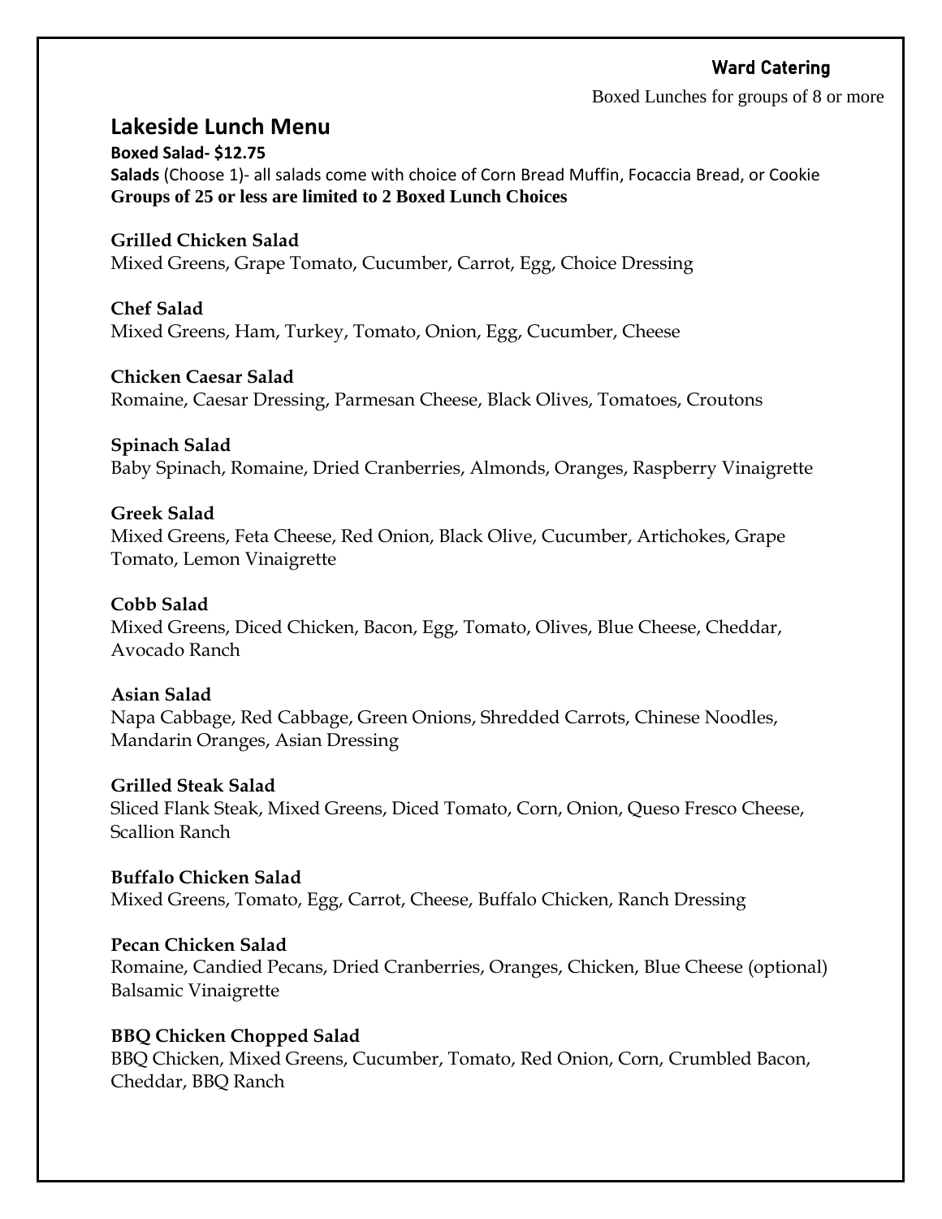**Ward Catering**

Boxed Lunches for groups of 8 or more

## Lakeside Lunch Menu

**Boxed Salad- $12.75**

**Salads** (Choose 1)- all salads come with choice of Corn Bread Muffin, Focaccia Bread, or Cookie

**Groups of 25 or less are limited to 2 Boxed Lunch Choices**

**Grilled Chicken Salad**
Mixed Greens, Grape Tomato, Cucumber, Carrot, Egg, Choice Dressing

**Chef Salad**
Mixed Greens, Ham, Turkey, Tomato, Onion, Egg, Cucumber, Cheese

**Chicken Caesar Salad**
Romaine, Caesar Dressing, Parmesan Cheese, Black Olives, Tomatoes, Croutons

**Spinach Salad**
Baby Spinach, Romaine, Dried Cranberries, Almonds, Oranges, Raspberry Vinaigrette

**Greek Salad**
Mixed Greens, Feta Cheese, Red Onion, Black Olive, Cucumber, Artichokes, Grape Tomato, Lemon Vinaigrette

**Cobb Salad**
Mixed Greens, Diced Chicken, Bacon, Egg, Tomato, Olives, Blue Cheese, Cheddar, Avocado Ranch

**Asian Salad**
Napa Cabbage, Red Cabbage, Green Onions, Shredded Carrots, Chinese Noodles, Mandarin Oranges, Asian Dressing

**Grilled Steak Salad**
Sliced Flank Steak, Mixed Greens, Diced Tomato, Corn, Onion, Queso Fresco Cheese, Scallion Ranch

**Buffalo Chicken Salad**
Mixed Greens, Tomato, Egg, Carrot, Cheese, Buffalo Chicken, Ranch Dressing

**Pecan Chicken Salad**
Romaine, Candied Pecans, Dried Cranberries, Oranges, Chicken, Blue Cheese (optional) Balsamic Vinaigrette

**BBQ Chicken Chopped Salad**
BBQ Chicken, Mixed Greens, Cucumber, Tomato, Red Onion, Corn, Crumbled Bacon, Cheddar, BBQ Ranch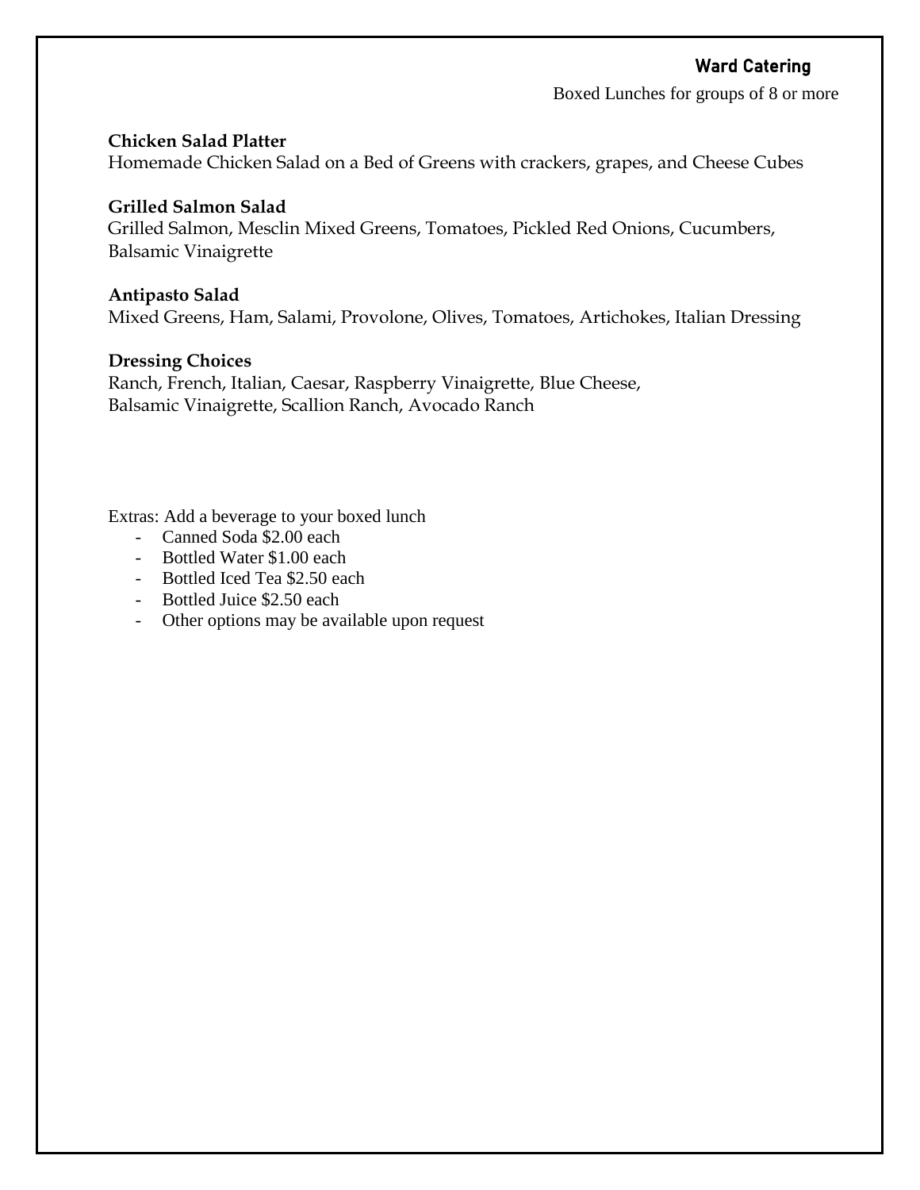**Ward Catering**

Boxed Lunches for groups of 8 or more

**Chicken Salad Platter**

Homemade Chicken Salad on a Bed of Greens with crackers, grapes, and Cheese Cubes

**Grilled Salmon Salad**

Grilled Salmon, Mesclin Mixed Greens, Tomatoes, Pickled Red Onions, Cucumbers, Balsamic Vinaigrette

**Antipasto Salad**

Mixed Greens, Ham, Salami, Provolone, Olives, Tomatoes, Artichokes, Italian Dressing

**Dressing Choices**

Ranch, French, Italian, Caesar, Raspberry Vinaigrette, Blue Cheese, Balsamic Vinaigrette, Scallion Ranch, Avocado Ranch

Extras: Add a beverage to your boxed lunch

- Canned Soda $2.00 each
- Bottled Water $1.00 each
- Bottled Iced Tea $2.50 each
- Bottled Juice $2.50 each
- Other options may be available upon request